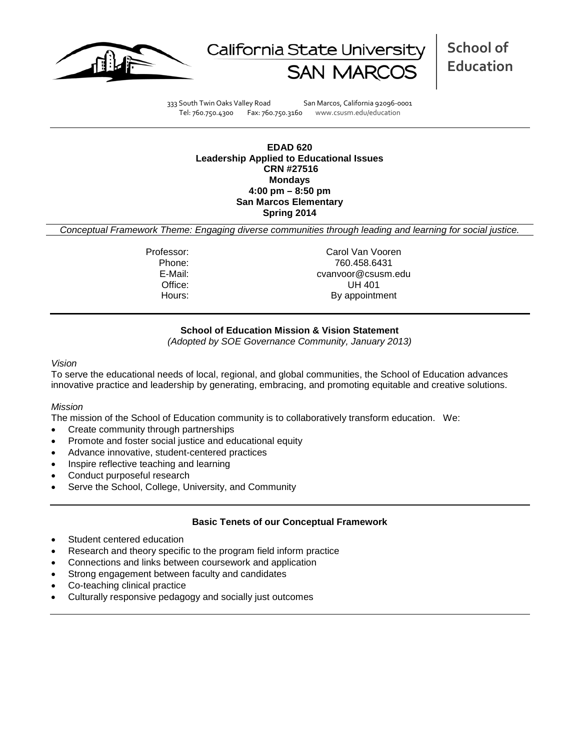California State University SAN MARCOS

**School of Education**

333 South Twin Oaks Valley Road San Marcos, California 92096-0001
Tel: 760.750.4300 Fax: 760.750.3160 www.csusm.edu/education

---

**EDAD 620**
**Leadership Applied to Educational Issues**
**CRN #27516**
**Mondays**
**4:00 pm – 8:50 pm**
**San Marcos Elementary**
**Spring 2014**

*Conceptual Framework Theme: Engaging diverse communities through leading and learning for social justice.*

| | |
|---|---|
| Professor: | Carol Van Vooren |
| Phone: | 760.458.6431 |
| E-Mail: | cvanvoor@csusm.edu |
| Office: | UH 401 |
| Hours: | By appointment |

---

**School of Education Mission & Vision Statement**
*(Adopted by SOE Governance Community, January 2013)*

*Vision*
To serve the educational needs of local, regional, and global communities, the School of Education advances innovative practice and leadership by generating, embracing, and promoting equitable and creative solutions.

*Mission*
The mission of the School of Education community is to collaboratively transform education. We:

- Create community through partnerships
- Promote and foster social justice and educational equity
- Advance innovative, student-centered practices
- Inspire reflective teaching and learning
- Conduct purposeful research
- Serve the School, College, University, and Community

---

**Basic Tenets of our Conceptual Framework**

- Student centered education
- Research and theory specific to the program field inform practice
- Connections and links between coursework and application
- Strong engagement between faculty and candidates
- Co-teaching clinical practice
- Culturally responsive pedagogy and socially just outcomes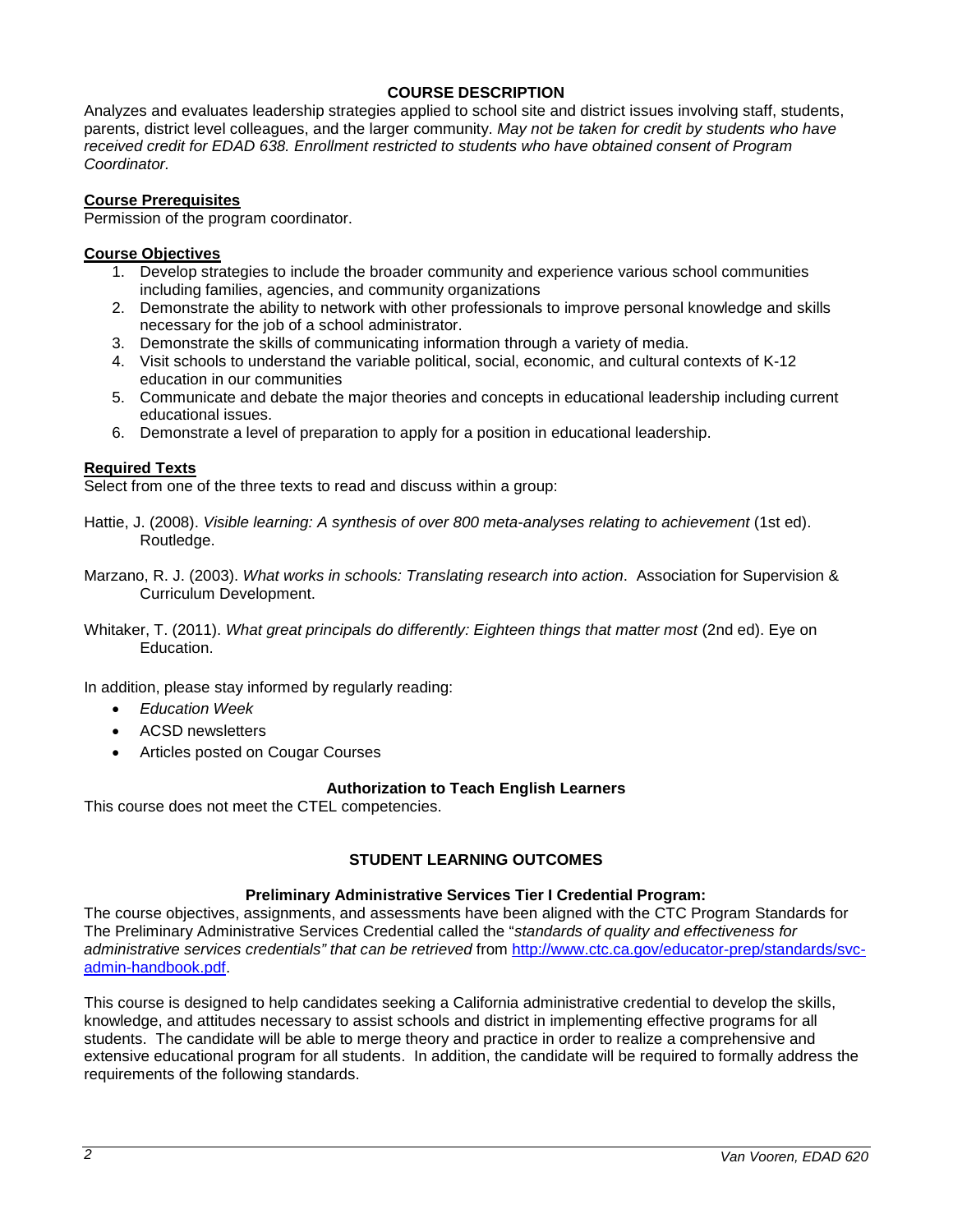## COURSE DESCRIPTION

Analyzes and evaluates leadership strategies applied to school site and district issues involving staff, students, parents, district level colleagues, and the larger community. *May not be taken for credit by students who have received credit for EDAD 638. Enrollment restricted to students who have obtained consent of Program Coordinator.*

### Course Prerequisites

Permission of the program coordinator.

### Course Objectives

1. Develop strategies to include the broader community and experience various school communities including families, agencies, and community organizations
2. Demonstrate the ability to network with other professionals to improve personal knowledge and skills necessary for the job of a school administrator.
3. Demonstrate the skills of communicating information through a variety of media.
4. Visit schools to understand the variable political, social, economic, and cultural contexts of K-12 education in our communities
5. Communicate and debate the major theories and concepts in educational leadership including current educational issues.
6. Demonstrate a level of preparation to apply for a position in educational leadership.

### Required Texts

Select from one of the three texts to read and discuss within a group:

Hattie, J. (2008). *Visible learning: A synthesis of over 800 meta-analyses relating to achievement* (1st ed). Routledge.

Marzano, R. J. (2003). *What works in schools: Translating research into action*. Association for Supervision & Curriculum Development.

Whitaker, T. (2011). *What great principals do differently: Eighteen things that matter most* (2nd ed). Eye on Education.

In addition, please stay informed by regularly reading:

- *Education Week*
- ACSD newsletters
- Articles posted on Cougar Courses

### Authorization to Teach English Learners

This course does not meet the CTEL competencies.

## STUDENT LEARNING OUTCOMES

### Preliminary Administrative Services Tier I Credential Program:

The course objectives, assignments, and assessments have been aligned with the CTC Program Standards for The Preliminary Administrative Services Credential called the "*standards of quality and effectiveness for administrative services credentials" that can be retrieved* from [http://www.ctc.ca.gov/educator-prep/standards/svc-admin-handbook.pdf](http://www.ctc.ca.gov/educator-prep/standards/svc-admin-handbook.pdf).

This course is designed to help candidates seeking a California administrative credential to develop the skills, knowledge, and attitudes necessary to assist schools and district in implementing effective programs for all students. The candidate will be able to merge theory and practice in order to realize a comprehensive and extensive educational program for all students. In addition, the candidate will be required to formally address the requirements of the following standards.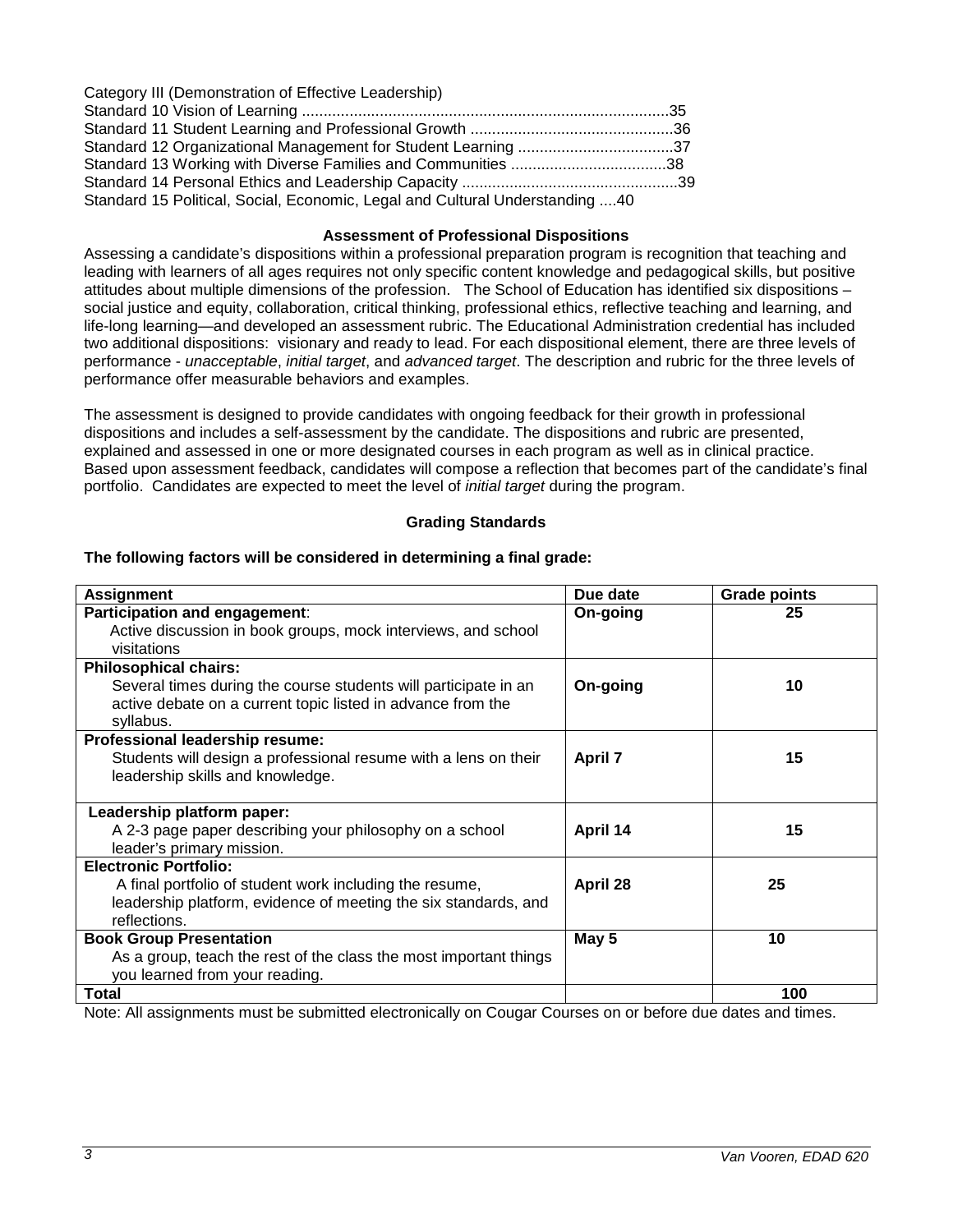Category III (Demonstration of Effective Leadership)
Standard 10 Vision of Learning ....................................................................................35
Standard 11 Student Learning and Professional Growth ...............................................36
Standard 12 Organizational Management for Student Learning ....................................37
Standard 13 Working with Diverse Families and Communities ....................................38
Standard 14 Personal Ethics and Leadership Capacity ..................................................39
Standard 15 Political, Social, Economic, Legal and Cultural Understanding ....40

### Assessment of Professional Dispositions

Assessing a candidate's dispositions within a professional preparation program is recognition that teaching and leading with learners of all ages requires not only specific content knowledge and pedagogical skills, but positive attitudes about multiple dimensions of the profession. The School of Education has identified six dispositions – social justice and equity, collaboration, critical thinking, professional ethics, reflective teaching and learning, and life-long learning—and developed an assessment rubric. The Educational Administration credential has included two additional dispositions: visionary and ready to lead. For each dispositional element, there are three levels of performance - *unacceptable*, *initial target*, and *advanced target*. The description and rubric for the three levels of performance offer measurable behaviors and examples.

The assessment is designed to provide candidates with ongoing feedback for their growth in professional dispositions and includes a self-assessment by the candidate. The dispositions and rubric are presented, explained and assessed in one or more designated courses in each program as well as in clinical practice. Based upon assessment feedback, candidates will compose a reflection that becomes part of the candidate's final portfolio. Candidates are expected to meet the level of *initial target* during the program.

### Grading Standards

**The following factors will be considered in determining a final grade:**

| Assignment | Due date | Grade points |
|---|---|---|
| **Participation and engagement**: Active discussion in book groups, mock interviews, and school visitations | **On-going** | **25** |
| **Philosophical chairs:** Several times during the course students will participate in an active debate on a current topic listed in advance from the syllabus. | **On-going** | **10** |
| **Professional leadership resume:** Students will design a professional resume with a lens on their leadership skills and knowledge. | **April 7** | **15** |
| **Leadership platform paper:** A 2-3 page paper describing your philosophy on a school leader's primary mission. | **April 14** | **15** |
| **Electronic Portfolio:** A final portfolio of student work including the resume, leadership platform, evidence of meeting the six standards, and reflections. | **April 28** | **25** |
| **Book Group Presentation** As a group, teach the rest of the class the most important things you learned from your reading. | **May 5** | **10** |
| **Total** | | **100** |

Note: All assignments must be submitted electronically on Cougar Courses on or before due dates and times.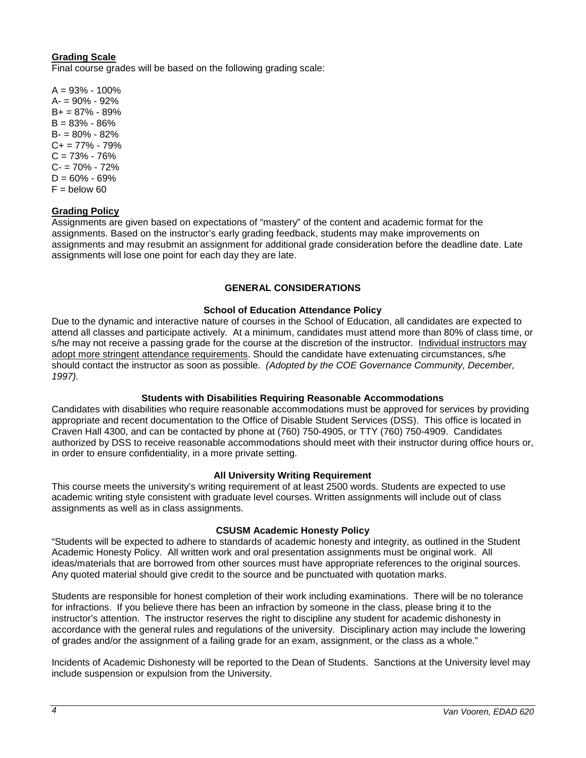**Grading Scale**

Final course grades will be based on the following grading scale:

A = 93% - 100%
A- = 90% - 92%
B+ = 87% - 89%
B = 83% - 86%
B- = 80% - 82%
C+ = 77% - 79%
C = 73% - 76%
C- = 70% - 72%
D = 60% - 69%
F = below 60

**Grading Policy**

Assignments are given based on expectations of "mastery" of the content and academic format for the assignments. Based on the instructor's early grading feedback, students may make improvements on assignments and may resubmit an assignment for additional grade consideration before the deadline date. Late assignments will lose one point for each day they are late.

## GENERAL CONSIDERATIONS

### School of Education Attendance Policy

Due to the dynamic and interactive nature of courses in the School of Education, all candidates are expected to attend all classes and participate actively. At a minimum, candidates must attend more than 80% of class time, or s/he may not receive a passing grade for the course at the discretion of the instructor. Individual instructors may adopt more stringent attendance requirements. Should the candidate have extenuating circumstances, s/he should contact the instructor as soon as possible. *(Adopted by the COE Governance Community, December, 1997).*

### Students with Disabilities Requiring Reasonable Accommodations

Candidates with disabilities who require reasonable accommodations must be approved for services by providing appropriate and recent documentation to the Office of Disable Student Services (DSS). This office is located in Craven Hall 4300, and can be contacted by phone at (760) 750-4905, or TTY (760) 750-4909. Candidates authorized by DSS to receive reasonable accommodations should meet with their instructor during office hours or, in order to ensure confidentiality, in a more private setting.

### All University Writing Requirement

This course meets the university's writing requirement of at least 2500 words. Students are expected to use academic writing style consistent with graduate level courses. Written assignments will include out of class assignments as well as in class assignments.

### CSUSM Academic Honesty Policy

"Students will be expected to adhere to standards of academic honesty and integrity, as outlined in the Student Academic Honesty Policy. All written work and oral presentation assignments must be original work. All ideas/materials that are borrowed from other sources must have appropriate references to the original sources. Any quoted material should give credit to the source and be punctuated with quotation marks.

Students are responsible for honest completion of their work including examinations. There will be no tolerance for infractions. If you believe there has been an infraction by someone in the class, please bring it to the instructor's attention. The instructor reserves the right to discipline any student for academic dishonesty in accordance with the general rules and regulations of the university. Disciplinary action may include the lowering of grades and/or the assignment of a failing grade for an exam, assignment, or the class as a whole."

Incidents of Academic Dishonesty will be reported to the Dean of Students. Sanctions at the University level may include suspension or expulsion from the University.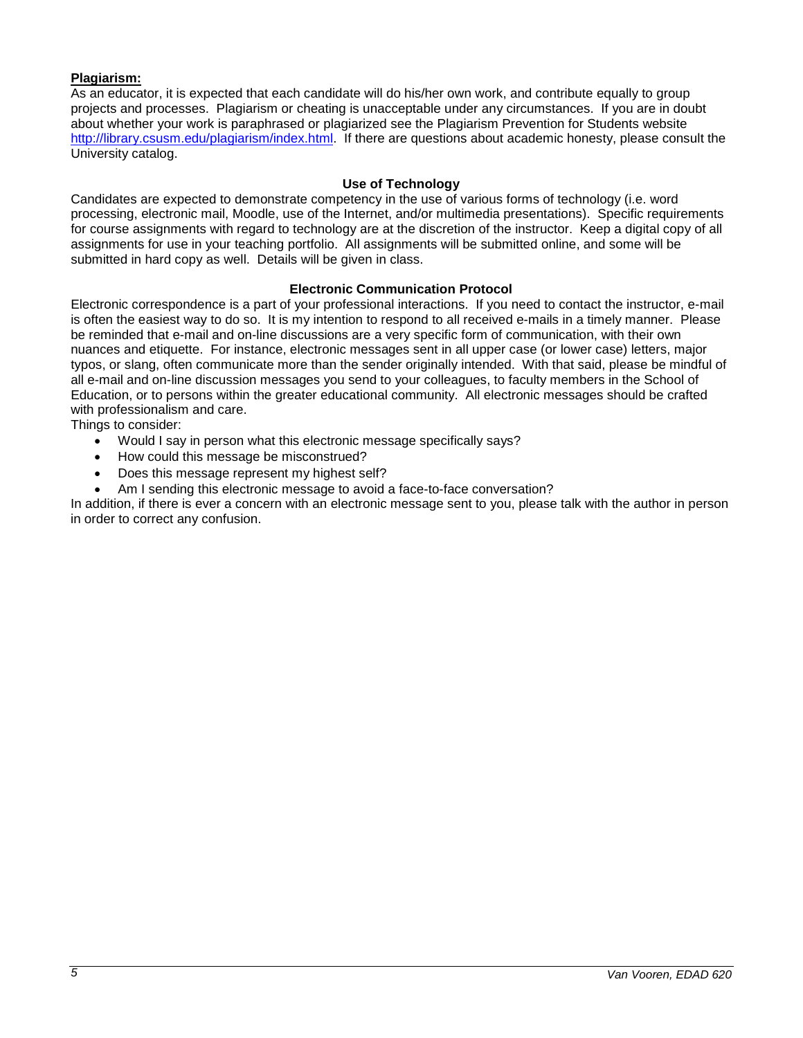**Plagiarism:**

As an educator, it is expected that each candidate will do his/her own work, and contribute equally to group projects and processes. Plagiarism or cheating is unacceptable under any circumstances. If you are in doubt about whether your work is paraphrased or plagiarized see the Plagiarism Prevention for Students website http://library.csusm.edu/plagiarism/index.html. If there are questions about academic honesty, please consult the University catalog.

### Use of Technology

Candidates are expected to demonstrate competency in the use of various forms of technology (i.e. word processing, electronic mail, Moodle, use of the Internet, and/or multimedia presentations). Specific requirements for course assignments with regard to technology are at the discretion of the instructor. Keep a digital copy of all assignments for use in your teaching portfolio. All assignments will be submitted online, and some will be submitted in hard copy as well. Details will be given in class.

### Electronic Communication Protocol

Electronic correspondence is a part of your professional interactions. If you need to contact the instructor, e-mail is often the easiest way to do so. It is my intention to respond to all received e-mails in a timely manner. Please be reminded that e-mail and on-line discussions are a very specific form of communication, with their own nuances and etiquette. For instance, electronic messages sent in all upper case (or lower case) letters, major typos, or slang, often communicate more than the sender originally intended. With that said, please be mindful of all e-mail and on-line discussion messages you send to your colleagues, to faculty members in the School of Education, or to persons within the greater educational community. All electronic messages should be crafted with professionalism and care.

Things to consider:

- Would I say in person what this electronic message specifically says?
- How could this message be misconstrued?
- Does this message represent my highest self?
- Am I sending this electronic message to avoid a face-to-face conversation?

In addition, if there is ever a concern with an electronic message sent to you, please talk with the author in person in order to correct any confusion.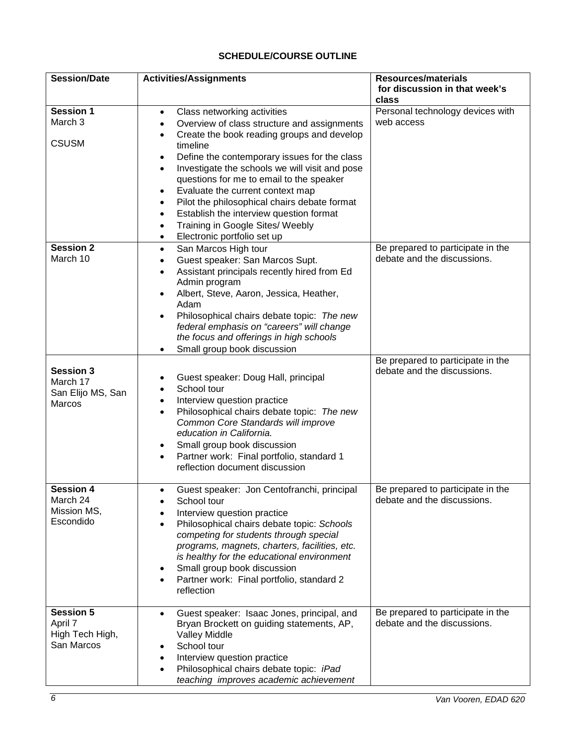## SCHEDULE/COURSE OUTLINE

| Session/Date | Activities/Assignments | Resources/materials for discussion in that week's class |
|---|---|---|
| **Session 1**<br>March 3<br><br>CSUSM | • Class networking activities<br>• Overview of class structure and assignments<br>• Create the book reading groups and develop timeline<br>• Define the contemporary issues for the class<br>• Investigate the schools we will visit and pose questions for me to email to the speaker<br>• Evaluate the current context map<br>• Pilot the philosophical chairs debate format<br>• Establish the interview question format<br>• Training in Google Sites/ Weebly<br>• Electronic portfolio set up | Personal technology devices with web access |
| **Session 2**<br>March 10 | • San Marcos High tour<br>• Guest speaker: San Marcos Supt.<br>• Assistant principals recently hired from Ed Admin program<br>• Albert, Steve, Aaron, Jessica, Heather, Adam<br>• Philosophical chairs debate topic: *The new federal emphasis on "careers" will change the focus and offerings in high schools*<br>• Small group book discussion | Be prepared to participate in the debate and the discussions. |
| **Session 3**<br>March 17<br>San Elijo MS, San Marcos | • Guest speaker: Doug Hall, principal<br>• School tour<br>• Interview question practice<br>• Philosophical chairs debate topic: *The new Common Core Standards will improve education in California.*<br>• Small group book discussion<br>• Partner work: Final portfolio, standard 1 reflection document discussion | Be prepared to participate in the debate and the discussions. |
| **Session 4**<br>March 24<br>Mission MS, Escondido | • Guest speaker: Jon Centofranchi, principal<br>• School tour<br>• Interview question practice<br>• Philosophical chairs debate topic: *Schools competing for students through special programs, magnets, charters, facilities, etc. is healthy for the educational environment*<br>• Small group book discussion<br>• Partner work: Final portfolio, standard 2 reflection | Be prepared to participate in the debate and the discussions. |
| **Session 5**<br>April 7<br>High Tech High, San Marcos | • Guest speaker: Isaac Jones, principal, and Bryan Brockett on guiding statements, AP, Valley Middle<br>• School tour<br>• Interview question practice<br>• Philosophical chairs debate topic: *iPad teaching improves academic achievement* | Be prepared to participate in the debate and the discussions. |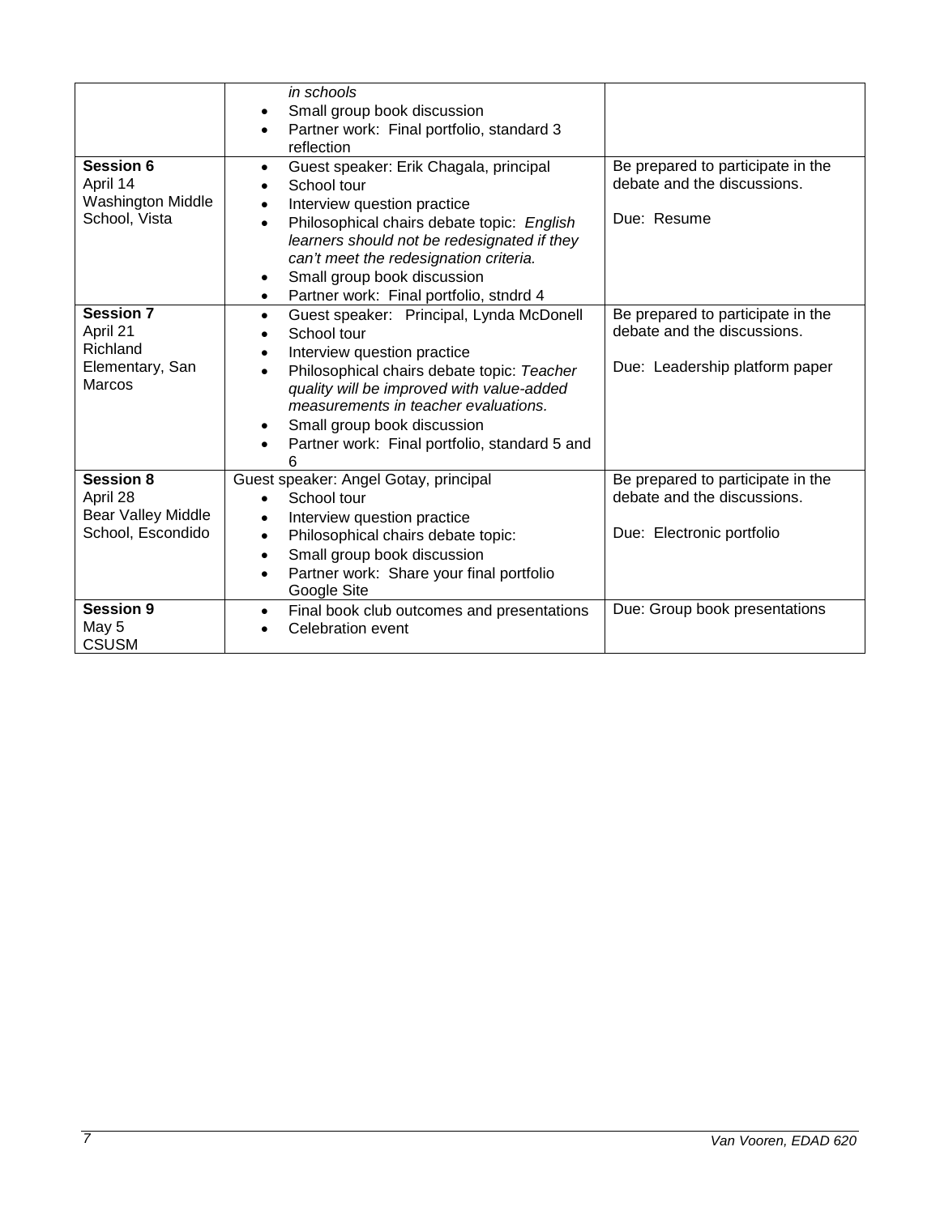| | | |
|---|---|---|
| | *in schools*<br>• Small group book discussion<br>• Partner work: Final portfolio, standard 3 reflection | |
| **Session 6**<br>April 14<br>Washington Middle School, Vista | • Guest speaker: Erik Chagala, principal<br>• School tour<br>• Interview question practice<br>• Philosophical chairs debate topic: *English learners should not be redesignated if they can't meet the redesignation criteria.*<br>• Small group book discussion<br>• Partner work: Final portfolio, stndrd 4 | Be prepared to participate in the debate and the discussions.<br><br>Due: Resume |
| **Session 7**<br>April 21<br>Richland Elementary, San Marcos | • Guest speaker: Principal, Lynda McDonell<br>• School tour<br>• Interview question practice<br>• Philosophical chairs debate topic: *Teacher quality will be improved with value-added measurements in teacher evaluations.*<br>• Small group book discussion<br>• Partner work: Final portfolio, standard 5 and 6 | Be prepared to participate in the debate and the discussions.<br><br>Due: Leadership platform paper |
| **Session 8**<br>April 28<br>Bear Valley Middle School, Escondido | Guest speaker: Angel Gotay, principal<br>• School tour<br>• Interview question practice<br>• Philosophical chairs debate topic:<br>• Small group book discussion<br>• Partner work: Share your final portfolio Google Site | Be prepared to participate in the debate and the discussions.<br><br>Due: Electronic portfolio |
| **Session 9**<br>May 5<br>CSUSM | • Final book club outcomes and presentations<br>• Celebration event | Due: Group book presentations |